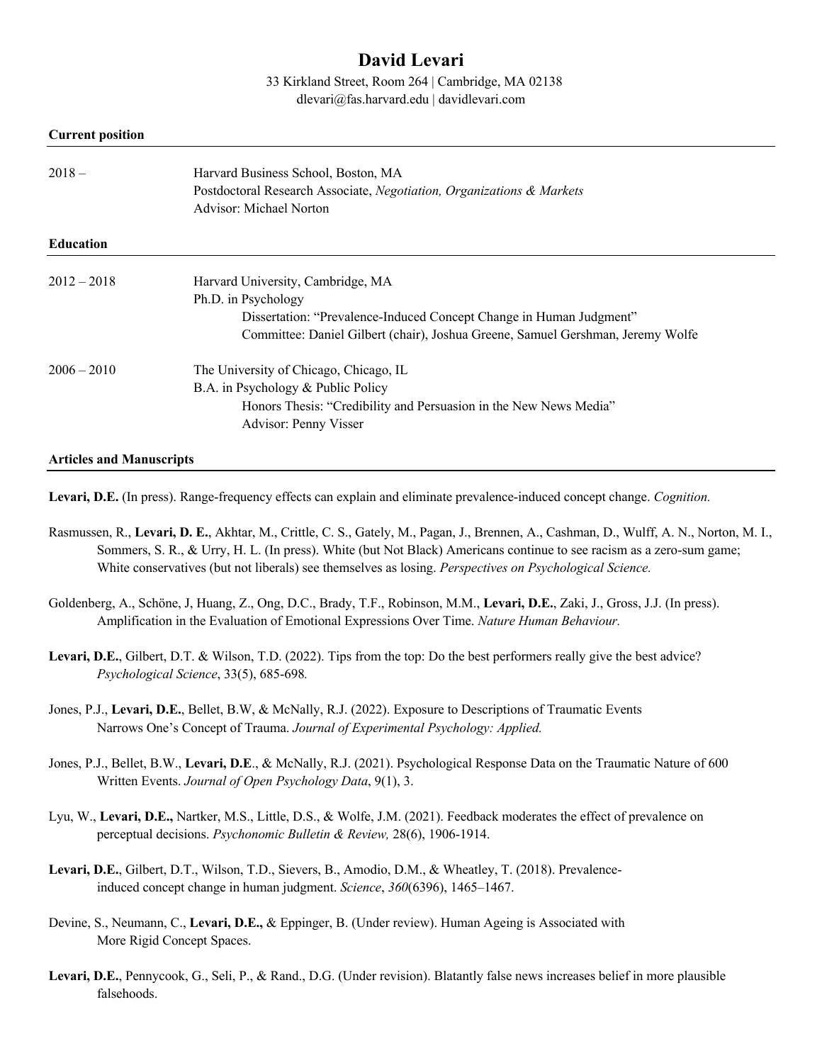# David Levari

33 Kirkland Street, Room 264 | Cambridge, MA 02138
dlevari@fas.harvard.edu | davidlevari.com

## Current position

2018 – Harvard Business School, Boston, MA
Postdoctoral Research Associate, *Negotiation, Organizations & Markets*
Advisor: Michael Norton

## Education

2012 – 2018 Harvard University, Cambridge, MA
Ph.D. in Psychology
Dissertation: "Prevalence-Induced Concept Change in Human Judgment"
Committee: Daniel Gilbert (chair), Joshua Greene, Samuel Gershman, Jeremy Wolfe

2006 – 2010 The University of Chicago, Chicago, IL
B.A. in Psychology & Public Policy
Honors Thesis: "Credibility and Persuasion in the New News Media"
Advisor: Penny Visser

## Articles and Manuscripts

**Levari, D.E.** (In press). Range-frequency effects can explain and eliminate prevalence-induced concept change. *Cognition.*

Rasmussen, R., **Levari, D. E.**, Akhtar, M., Crittle, C. S., Gately, M., Pagan, J., Brennen, A., Cashman, D., Wulff, A. N., Norton, M. I., Sommers, S. R., & Urry, H. L. (In press). White (but Not Black) Americans continue to see racism as a zero-sum game; White conservatives (but not liberals) see themselves as losing. *Perspectives on Psychological Science.*

Goldenberg, A., Schöne, J, Huang, Z., Ong, D.C., Brady, T.F., Robinson, M.M., **Levari, D.E.**, Zaki, J., Gross, J.J. (In press). Amplification in the Evaluation of Emotional Expressions Over Time. *Nature Human Behaviour.*

**Levari, D.E.**, Gilbert, D.T. & Wilson, T.D. (2022). Tips from the top: Do the best performers really give the best advice? *Psychological Science*, 33(5), 685-698*.*

Jones, P.J., **Levari, D.E.**, Bellet, B.W, & McNally, R.J. (2022). Exposure to Descriptions of Traumatic Events Narrows One's Concept of Trauma. *Journal of Experimental Psychology: Applied.*

Jones, P.J., Bellet, B.W., **Levari, D.E**., & McNally, R.J. (2021). Psychological Response Data on the Traumatic Nature of 600 Written Events. *Journal of Open Psychology Data*, 9(1), 3.

Lyu, W., **Levari, D.E.,** Nartker, M.S., Little, D.S., & Wolfe, J.M. (2021). Feedback moderates the effect of prevalence on perceptual decisions. *Psychonomic Bulletin & Review,* 28(6), 1906-1914.

**Levari, D.E.**, Gilbert, D.T., Wilson, T.D., Sievers, B., Amodio, D.M., & Wheatley, T. (2018). Prevalence-induced concept change in human judgment. *Science*, *360*(6396), 1465–1467.

Devine, S., Neumann, C., **Levari, D.E.,** & Eppinger, B. (Under review). Human Ageing is Associated with More Rigid Concept Spaces.

**Levari, D.E.**, Pennycook, G., Seli, P., & Rand., D.G. (Under revision). Blatantly false news increases belief in more plausible falsehoods.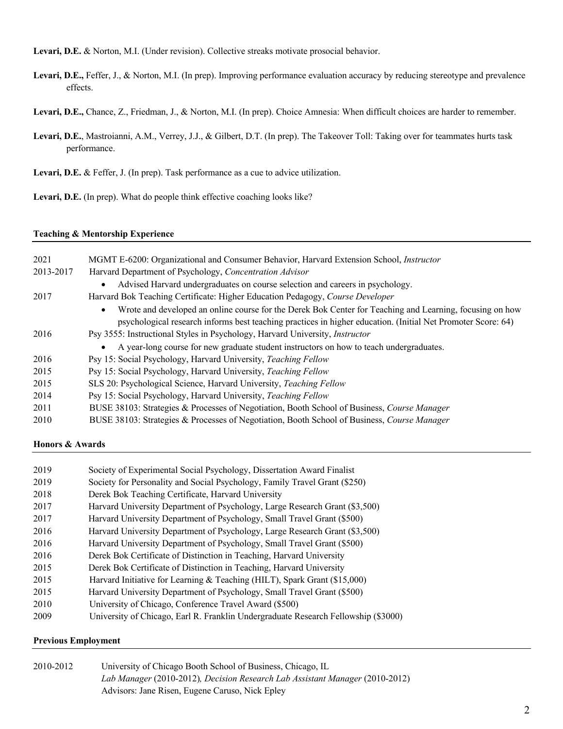**Levari, D.E.** & Norton, M.I. (Under revision). Collective streaks motivate prosocial behavior.

**Levari, D.E.,** Feffer, J., & Norton, M.I. (In prep). Improving performance evaluation accuracy by reducing stereotype and prevalence effects.

**Levari, D.E.,** Chance, Z., Friedman, J., & Norton, M.I. (In prep). Choice Amnesia: When difficult choices are harder to remember.

**Levari, D.E.**, Mastroianni, A.M., Verrey, J.J., & Gilbert, D.T. (In prep). The Takeover Toll: Taking over for teammates hurts task performance.

**Levari, D.E.** & Feffer, J. (In prep). Task performance as a cue to advice utilization.

**Levari, D.E.** (In prep). What do people think effective coaching looks like?

## Teaching & Mentorship Experience

2021 MGMT E-6200: Organizational and Consumer Behavior, Harvard Extension School, *Instructor*

2013-2017 Harvard Department of Psychology, *Concentration Advisor*

- Advised Harvard undergraduates on course selection and careers in psychology.

2017 Harvard Bok Teaching Certificate: Higher Education Pedagogy, *Course Developer*

- Wrote and developed an online course for the Derek Bok Center for Teaching and Learning, focusing on how psychological research informs best teaching practices in higher education. (Initial Net Promoter Score: 64)

2016 Psy 3555: Instructional Styles in Psychology, Harvard University, *Instructor*

- A year-long course for new graduate student instructors on how to teach undergraduates.

2016 Psy 15: Social Psychology, Harvard University, *Teaching Fellow*

2015 Psy 15: Social Psychology, Harvard University, *Teaching Fellow*

2015 SLS 20: Psychological Science, Harvard University, *Teaching Fellow*

2014 Psy 15: Social Psychology, Harvard University, *Teaching Fellow*

2011 BUSE 38103: Strategies & Processes of Negotiation, Booth School of Business, *Course Manager*

2010 BUSE 38103: Strategies & Processes of Negotiation, Booth School of Business, *Course Manager*

## Honors & Awards

2019 Society of Experimental Social Psychology, Dissertation Award Finalist

2019 Society for Personality and Social Psychology, Family Travel Grant ($250)

2018 Derek Bok Teaching Certificate, Harvard University

2017 Harvard University Department of Psychology, Large Research Grant ($3,500)

2017 Harvard University Department of Psychology, Small Travel Grant ($500)

2016 Harvard University Department of Psychology, Large Research Grant ($3,500)

2016 Harvard University Department of Psychology, Small Travel Grant ($500)

2016 Derek Bok Certificate of Distinction in Teaching, Harvard University

2015 Derek Bok Certificate of Distinction in Teaching, Harvard University

2015 Harvard Initiative for Learning & Teaching (HILT), Spark Grant ($15,000)

2015 Harvard University Department of Psychology, Small Travel Grant ($500)

2010 University of Chicago, Conference Travel Award ($500)

2009 University of Chicago, Earl R. Franklin Undergraduate Research Fellowship ($3000)

## Previous Employment

2010-2012 University of Chicago Booth School of Business, Chicago, IL
*Lab Manager* (2010-2012)*, Decision Research Lab Assistant Manager* (2010-2012)
Advisors: Jane Risen, Eugene Caruso, Nick Epley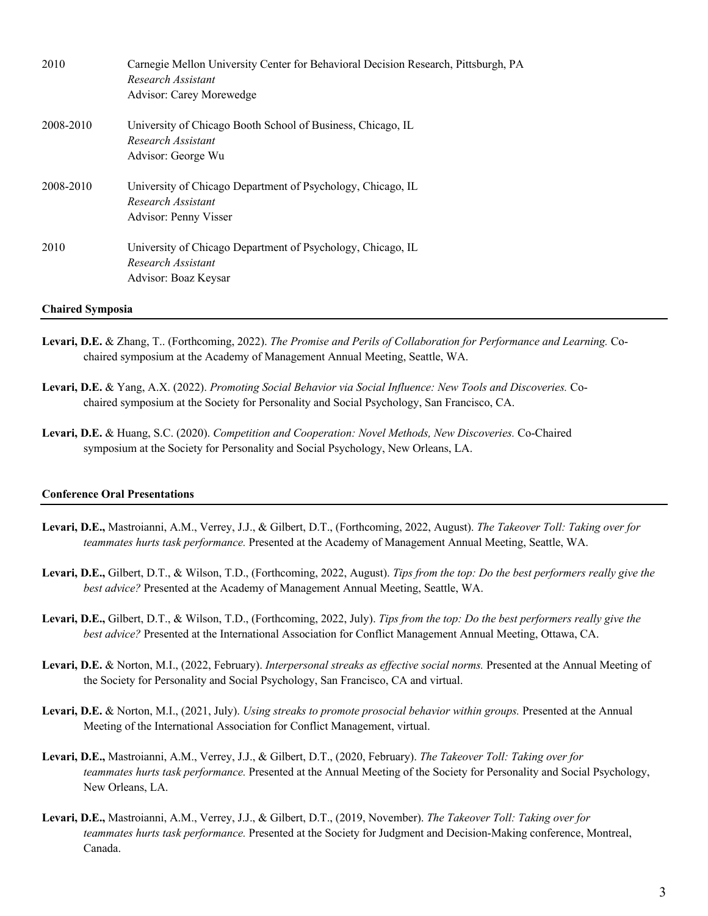2010 Carnegie Mellon University Center for Behavioral Decision Research, Pittsburgh, PA
*Research Assistant*
Advisor: Carey Morewedge

2008-2010 University of Chicago Booth School of Business, Chicago, IL
*Research Assistant*
Advisor: George Wu

2008-2010 University of Chicago Department of Psychology, Chicago, IL
*Research Assistant*
Advisor: Penny Visser

2010 University of Chicago Department of Psychology, Chicago, IL
*Research Assistant*
Advisor: Boaz Keysar

**Chaired Symposia**

**Levari, D.E.** & Zhang, T.. (Forthcoming, 2022). *The Promise and Perils of Collaboration for Performance and Learning.* Co-chaired symposium at the Academy of Management Annual Meeting, Seattle, WA.

**Levari, D.E.** & Yang, A.X. (2022). *Promoting Social Behavior via Social Influence: New Tools and Discoveries.* Co-chaired symposium at the Society for Personality and Social Psychology, San Francisco, CA.

**Levari, D.E.** & Huang, S.C. (2020). *Competition and Cooperation: Novel Methods, New Discoveries.* Co-Chaired symposium at the Society for Personality and Social Psychology, New Orleans, LA.

**Conference Oral Presentations**

**Levari, D.E.,** Mastroianni, A.M., Verrey, J.J., & Gilbert, D.T., (Forthcoming, 2022, August). *The Takeover Toll: Taking over for teammates hurts task performance.* Presented at the Academy of Management Annual Meeting, Seattle, WA.

**Levari, D.E.,** Gilbert, D.T., & Wilson, T.D., (Forthcoming, 2022, August). *Tips from the top: Do the best performers really give the best advice?* Presented at the Academy of Management Annual Meeting, Seattle, WA.

**Levari, D.E.,** Gilbert, D.T., & Wilson, T.D., (Forthcoming, 2022, July). *Tips from the top: Do the best performers really give the best advice?* Presented at the International Association for Conflict Management Annual Meeting, Ottawa, CA.

**Levari, D.E.** & Norton, M.I., (2022, February). *Interpersonal streaks as effective social norms.* Presented at the Annual Meeting of the Society for Personality and Social Psychology, San Francisco, CA and virtual.

**Levari, D.E.** & Norton, M.I., (2021, July). *Using streaks to promote prosocial behavior within groups.* Presented at the Annual Meeting of the International Association for Conflict Management, virtual.

**Levari, D.E.,** Mastroianni, A.M., Verrey, J.J., & Gilbert, D.T., (2020, February). *The Takeover Toll: Taking over for teammates hurts task performance.* Presented at the Annual Meeting of the Society for Personality and Social Psychology, New Orleans, LA.

**Levari, D.E.,** Mastroianni, A.M., Verrey, J.J., & Gilbert, D.T., (2019, November). *The Takeover Toll: Taking over for teammates hurts task performance.* Presented at the Society for Judgment and Decision-Making conference, Montreal, Canada.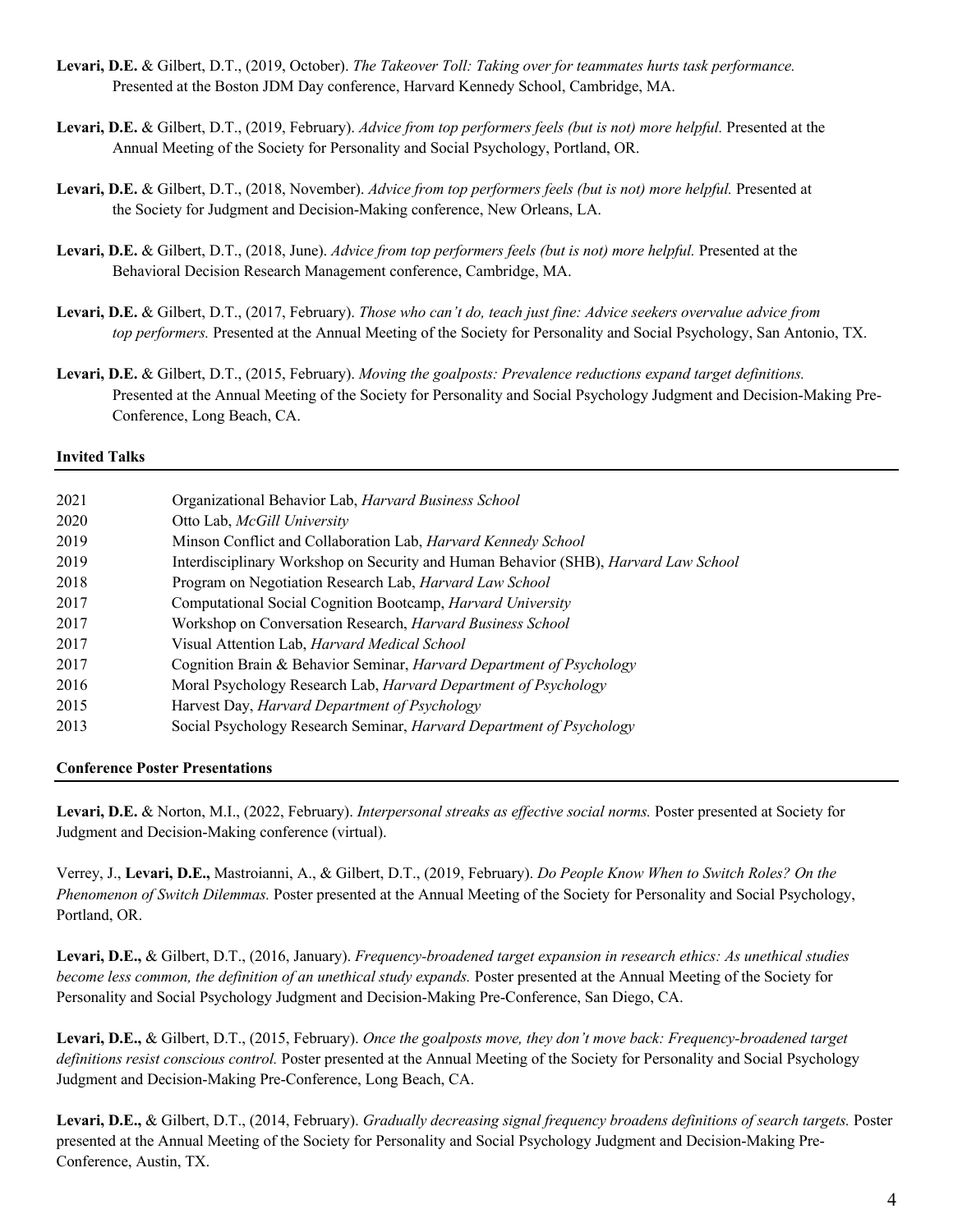**Levari, D.E.** & Gilbert, D.T., (2019, October). *The Takeover Toll: Taking over for teammates hurts task performance.* Presented at the Boston JDM Day conference, Harvard Kennedy School, Cambridge, MA.

**Levari, D.E.** & Gilbert, D.T., (2019, February). *Advice from top performers feels (but is not) more helpful.* Presented at the Annual Meeting of the Society for Personality and Social Psychology, Portland, OR.

**Levari, D.E.** & Gilbert, D.T., (2018, November). *Advice from top performers feels (but is not) more helpful.* Presented at the Society for Judgment and Decision-Making conference, New Orleans, LA.

**Levari, D.E.** & Gilbert, D.T., (2018, June). *Advice from top performers feels (but is not) more helpful.* Presented at the Behavioral Decision Research Management conference, Cambridge, MA.

**Levari, D.E.** & Gilbert, D.T., (2017, February). *Those who can't do, teach just fine: Advice seekers overvalue advice from top performers.* Presented at the Annual Meeting of the Society for Personality and Social Psychology, San Antonio, TX.

**Levari, D.E.** & Gilbert, D.T., (2015, February). *Moving the goalposts: Prevalence reductions expand target definitions.* Presented at the Annual Meeting of the Society for Personality and Social Psychology Judgment and Decision-Making Pre-Conference, Long Beach, CA.

## Invited Talks

| | |
|---|---|
| 2021 | Organizational Behavior Lab, *Harvard Business School* |
| 2020 | Otto Lab, *McGill University* |
| 2019 | Minson Conflict and Collaboration Lab, *Harvard Kennedy School* |
| 2019 | Interdisciplinary Workshop on Security and Human Behavior (SHB), *Harvard Law School* |
| 2018 | Program on Negotiation Research Lab, *Harvard Law School* |
| 2017 | Computational Social Cognition Bootcamp, *Harvard University* |
| 2017 | Workshop on Conversation Research, *Harvard Business School* |
| 2017 | Visual Attention Lab, *Harvard Medical School* |
| 2017 | Cognition Brain & Behavior Seminar, *Harvard Department of Psychology* |
| 2016 | Moral Psychology Research Lab, *Harvard Department of Psychology* |
| 2015 | Harvest Day, *Harvard Department of Psychology* |
| 2013 | Social Psychology Research Seminar, *Harvard Department of Psychology* |

## Conference Poster Presentations

**Levari, D.E.** & Norton, M.I., (2022, February). *Interpersonal streaks as effective social norms.* Poster presented at Society for Judgment and Decision-Making conference (virtual).

Verrey, J., **Levari, D.E.,** Mastroianni, A., & Gilbert, D.T., (2019, February). *Do People Know When to Switch Roles? On the Phenomenon of Switch Dilemmas.* Poster presented at the Annual Meeting of the Society for Personality and Social Psychology, Portland, OR.

**Levari, D.E.,** & Gilbert, D.T., (2016, January). *Frequency-broadened target expansion in research ethics: As unethical studies become less common, the definition of an unethical study expands.* Poster presented at the Annual Meeting of the Society for Personality and Social Psychology Judgment and Decision-Making Pre-Conference, San Diego, CA.

**Levari, D.E.,** & Gilbert, D.T., (2015, February). *Once the goalposts move, they don't move back: Frequency-broadened target definitions resist conscious control.* Poster presented at the Annual Meeting of the Society for Personality and Social Psychology Judgment and Decision-Making Pre-Conference, Long Beach, CA.

**Levari, D.E.,** & Gilbert, D.T., (2014, February). *Gradually decreasing signal frequency broadens definitions of search targets.* Poster presented at the Annual Meeting of the Society for Personality and Social Psychology Judgment and Decision-Making Pre-Conference, Austin, TX.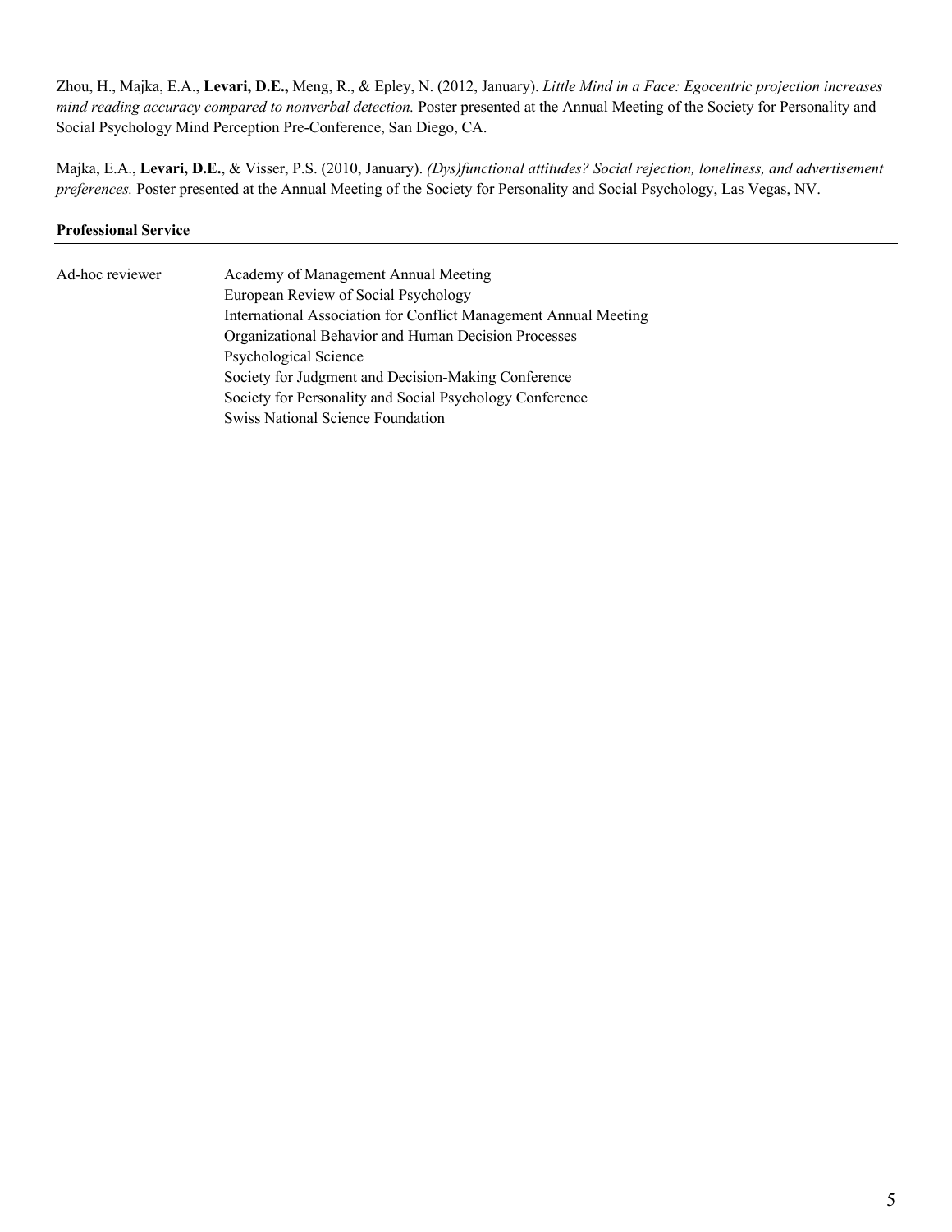Zhou, H., Majka, E.A., **Levari, D.E.,** Meng, R., & Epley, N. (2012, January). *Little Mind in a Face: Egocentric projection increases mind reading accuracy compared to nonverbal detection.* Poster presented at the Annual Meeting of the Society for Personality and Social Psychology Mind Perception Pre-Conference, San Diego, CA.

Majka, E.A., **Levari, D.E.**, & Visser, P.S. (2010, January). *(Dys)functional attitudes? Social rejection, loneliness, and advertisement preferences.* Poster presented at the Annual Meeting of the Society for Personality and Social Psychology, Las Vegas, NV.

## Professional Service

| | |
|---|---|
| Ad-hoc reviewer | Academy of Management Annual Meeting |
| | European Review of Social Psychology |
| | International Association for Conflict Management Annual Meeting |
| | Organizational Behavior and Human Decision Processes |
| | Psychological Science |
| | Society for Judgment and Decision-Making Conference |
| | Society for Personality and Social Psychology Conference |
| | Swiss National Science Foundation |